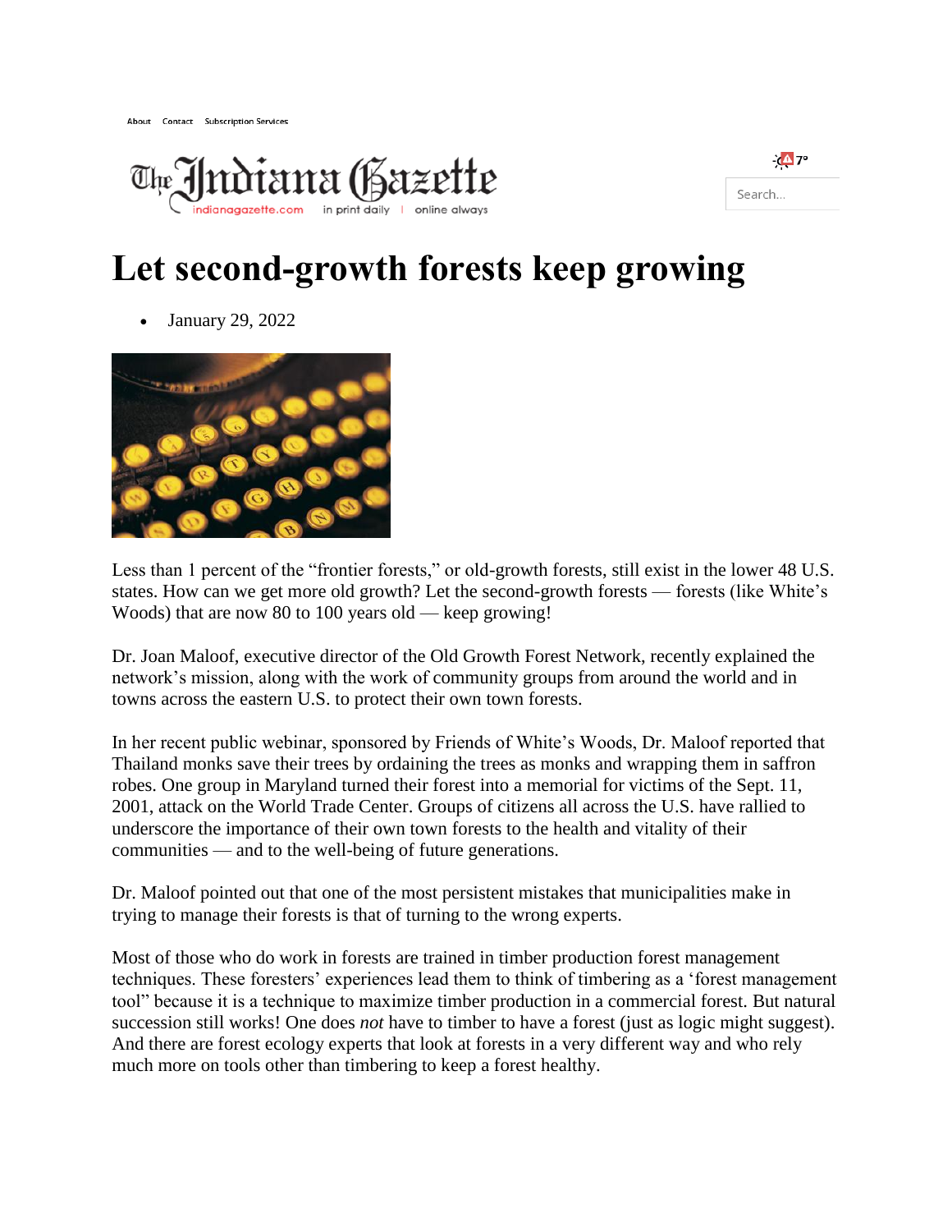# Let second-growth forests keep growing

- January 29, 2022

Less than 1 percent of the "frontier forests," or old-growth forests, still exist in the lower 48 U.S. states. How can we get more old growth? Let the second-growth forests — forests (like White's Woods) that are now 80 to 100 years old — keep growing!

Dr. Joan Maloof, executive director of the Old Growth Forest Network, recently explained the network's mission, along with the work of community groups from around the world and in towns across the eastern U.S. to protect their own town forests.

In her recent public webinar, sponsored by Friends of White's Woods, Dr. Maloof reported that Thailand monks save their trees by ordaining the trees as monks and wrapping them in saffron robes. One group in Maryland turned their forest into a memorial for victims of the Sept. 11, 2001, attack on the World Trade Center. Groups of citizens all across the U.S. have rallied to underscore the importance of their own town forests to the health and vitality of their communities — and to the well-being of future generations.

Dr. Maloof pointed out that one of the most persistent mistakes that municipalities make in trying to manage their forests is that of turning to the wrong experts.

Most of those who do work in forests are trained in timber production forest management techniques. These foresters' experiences lead them to think of timbering as a 'forest management tool" because it is a technique to maximize timber production in a commercial forest. But natural succession still works! One does *not* have to timber to have a forest (just as logic might suggest). And there are forest ecology experts that look at forests in a very different way and who rely much more on tools other than timbering to keep a forest healthy.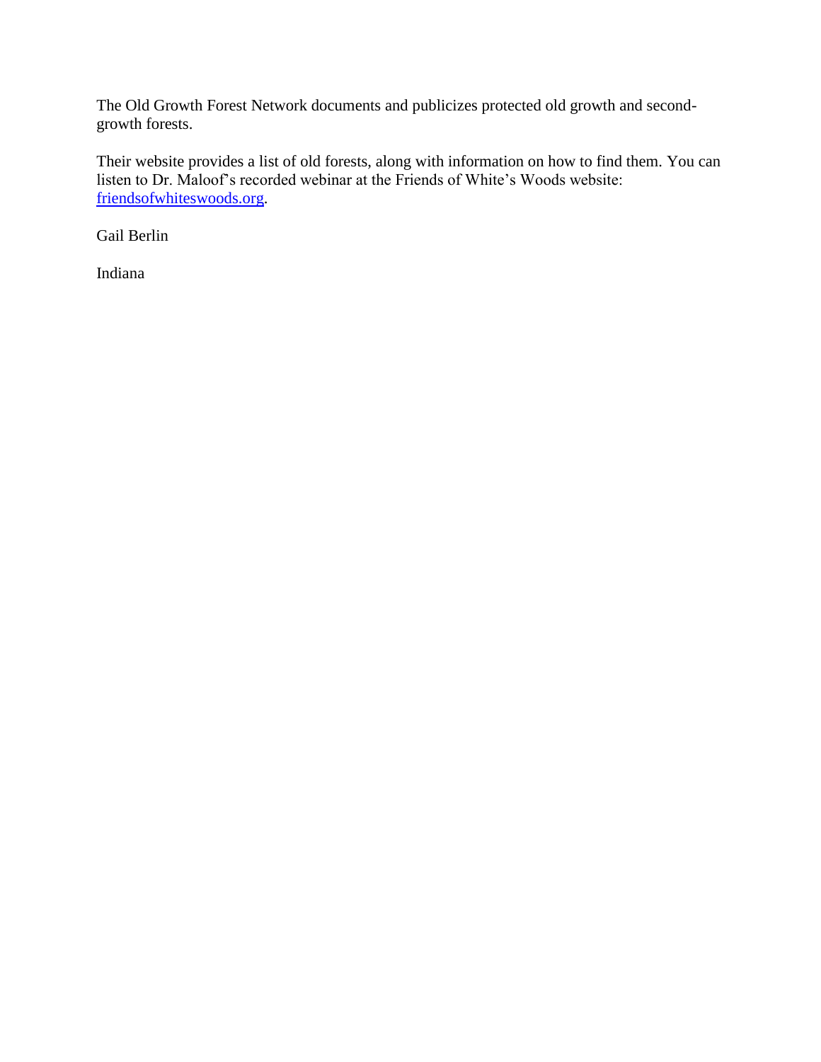The Old Growth Forest Network documents and publicizes protected old growth and second-growth forests.

Their website provides a list of old forests, along with information on how to find them. You can listen to Dr. Maloof's recorded webinar at the Friends of White's Woods website: friendsofwhiteswoods.org.

Gail Berlin

Indiana